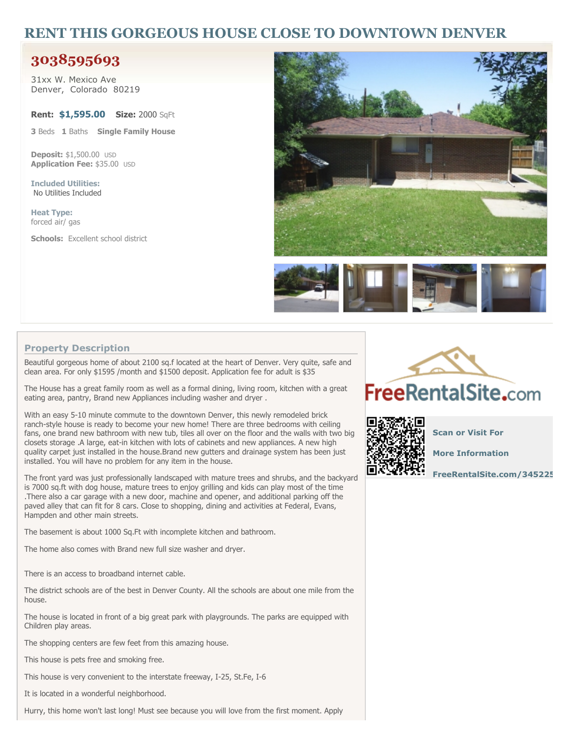# RENT THIS GORGEOUS HOUSE CLOSE TO DOWNTOWN DENVER

## 3038595693

31xx W. Mexico Ave
Denver, Colorado 80219

**Rent:** **$1,595.00** **Size:** 2000 SqFt

**3** Beds **1** Baths **Single Family House**

**Deposit:** $1,500.00 USD
**Application Fee:** $35.00 USD

**Included Utilities:**
No Utilities Included

**Heat Type:**
forced air/ gas

**Schools:** Excellent school district

### Property Description

Beautiful gorgeous home of about 2100 sq.f located at the heart of Denver. Very quite, safe and clean area. For only $1595 /month and $1500 deposit. Application fee for adult is $35

The House has a great family room as well as a formal dining, living room, kitchen with a great eating area, pantry, Brand new Appliances including washer and dryer .

With an easy 5-10 minute commute to the downtown Denver, this newly remodeled brick ranch-style house is ready to become your new home! There are three bedrooms with ceiling fans, one brand new bathroom with new tub, tiles all over on the floor and the walls with two big closets storage .A large, eat-in kitchen with lots of cabinets and new appliances. A new high quality carpet just installed in the house.Brand new gutters and drainage system has been just installed. You will have no problem for any item in the house.

The front yard was just professionally landscaped with mature trees and shrubs, and the backyard is 7000 sq.ft with dog house, mature trees to enjoy grilling and kids can play most of the time .There also a car garage with a new door, machine and opener, and additional parking off the paved alley that can fit for 8 cars. Close to shopping, dining and activities at Federal, Evans, Hampden and other main streets.

The basement is about 1000 Sq.Ft with incomplete kitchen and bathroom.

The home also comes with Brand new full size washer and dryer.

There is an access to broadband internet cable.

The district schools are of the best in Denver County. All the schools are about one mile from the house.

The house is located in front of a big great park with playgrounds. The parks are equipped with Children play areas.

The shopping centers are few feet from this amazing house.

This house is pets free and smoking free.

This house is very convenient to the interstate freeway, I-25, St.Fe, I-6

It is located in a wonderful neighborhood.

Hurry, this home won't last long! Must see because you will love from the first moment. Apply

FreeRentalSite.com

Scan or Visit For

More Information

FreeRentalSite.com/345225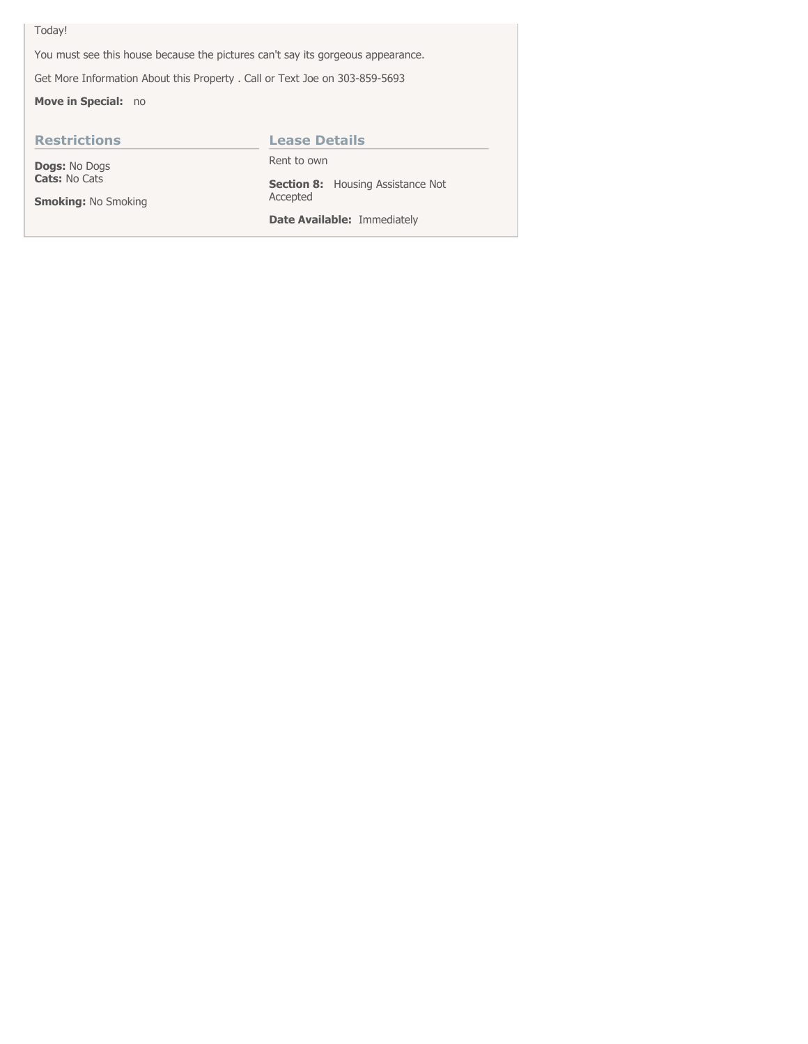Today!

You must see this house because the pictures can't say its gorgeous appearance.

Get More Information About this Property . Call or Text Joe on 303-859-5693

**Move in Special:** no

## Restrictions

**Dogs:** No Dogs
**Cats:** No Cats

**Smoking:** No Smoking

## Lease Details

Rent to own

**Section 8:** Housing Assistance Not Accepted

**Date Available:** Immediately